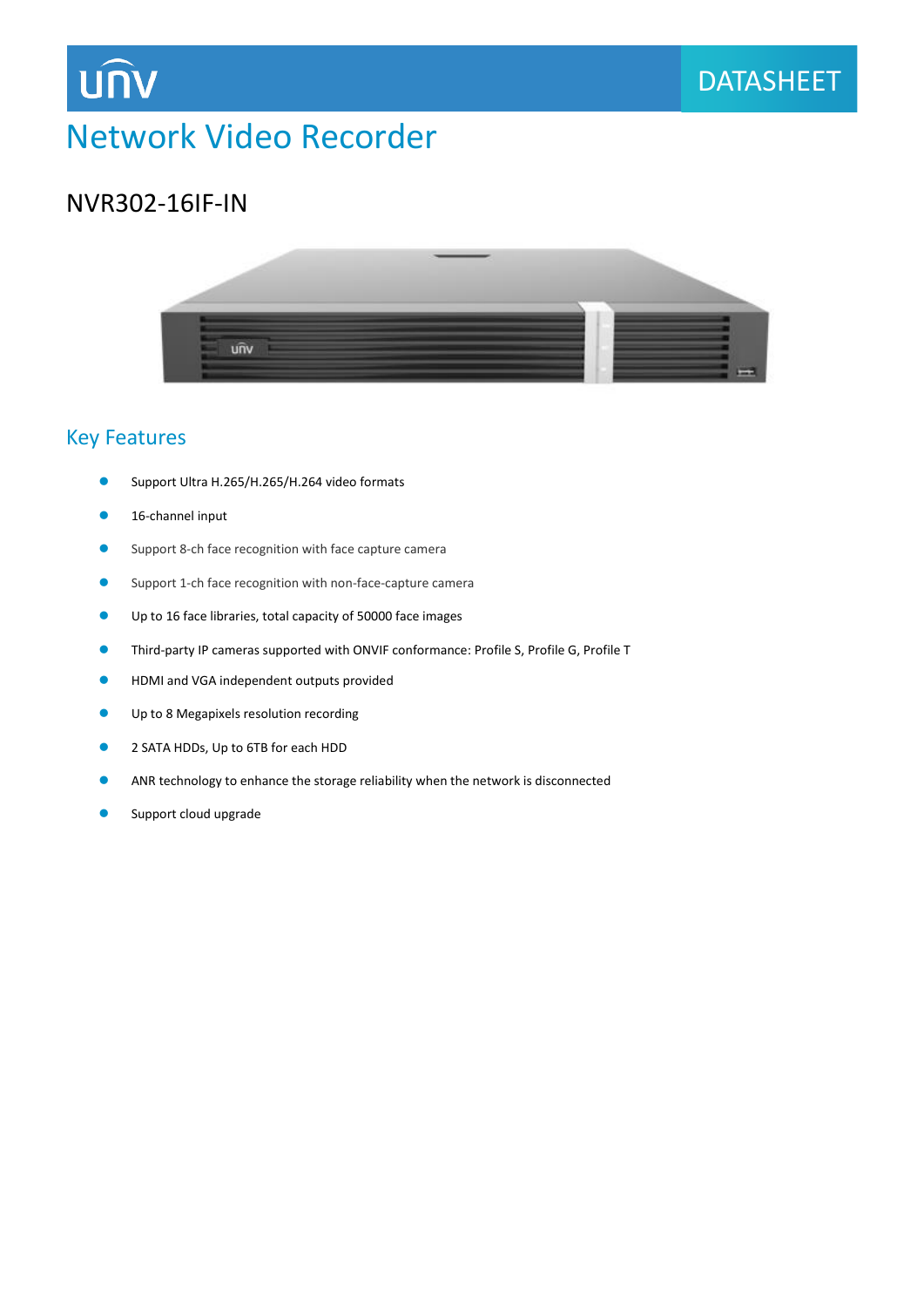UNV DATASHEET

# Network Video Recorder

## NVR302-16IF-IN

### Key Features

- Support Ultra H.265/H.265/H.264 video formats
- 16-channel input
- Support 8-ch face recognition with face capture camera
- Support 1-ch face recognition with non-face-capture camera
- Up to 16 face libraries, total capacity of 50000 face images
- Third-party IP cameras supported with ONVIF conformance: Profile S, Profile G, Profile T
- HDMI and VGA independent outputs provided
- Up to 8 Megapixels resolution recording
- 2 SATA HDDs, Up to 6TB for each HDD
- ANR technology to enhance the storage reliability when the network is disconnected
- Support cloud upgrade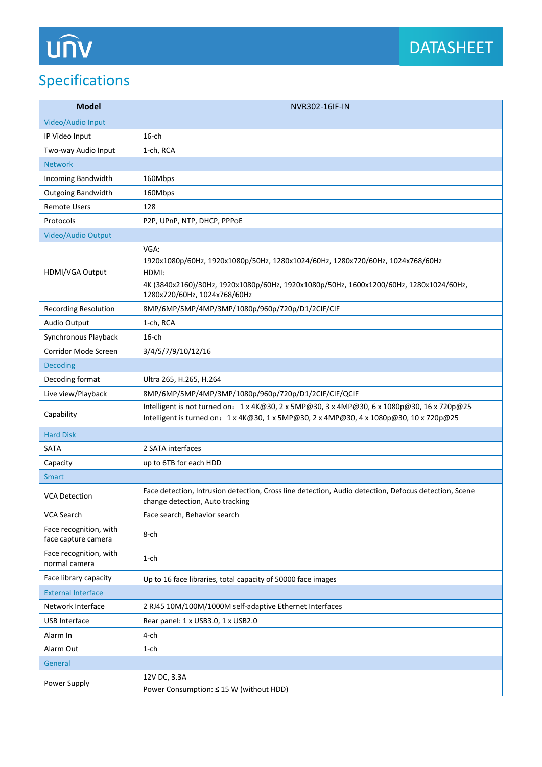## Specifications

| Model | NVR302-16IF-IN |
|---|---|
| **Video/Audio Input** | |
| IP Video Input | 16-ch |
| Two-way Audio Input | 1-ch, RCA |
| **Network** | |
| Incoming Bandwidth | 160Mbps |
| Outgoing Bandwidth | 160Mbps |
| Remote Users | 128 |
| Protocols | P2P, UPnP, NTP, DHCP, PPPoE |
| **Video/Audio Output** | |
| HDMI/VGA Output | VGA:<br>1920x1080p/60Hz, 1920x1080p/50Hz, 1280x1024/60Hz, 1280x720/60Hz, 1024x768/60Hz<br>HDMI:<br>4K (3840x2160)/30Hz, 1920x1080p/60Hz, 1920x1080p/50Hz, 1600x1200/60Hz, 1280x1024/60Hz, 1280x720/60Hz, 1024x768/60Hz |
| Recording Resolution | 8MP/6MP/5MP/4MP/3MP/1080p/960p/720p/D1/2CIF/CIF |
| Audio Output | 1-ch, RCA |
| Synchronous Playback | 16-ch |
| Corridor Mode Screen | 3/4/5/7/9/10/12/16 |
| **Decoding** | |
| Decoding format | Ultra 265, H.265, H.264 |
| Live view/Playback | 8MP/6MP/5MP/4MP/3MP/1080p/960p/720p/D1/2CIF/CIF/QCIF |
| Capability | Intelligent is not turned on：1 x 4K@30, 2 x 5MP@30, 3 x 4MP@30, 6 x 1080p@30, 16 x 720p@25<br>Intelligent is turned on：1 x 4K@30, 1 x 5MP@30, 2 x 4MP@30, 4 x 1080p@30, 10 x 720p@25 |
| **Hard Disk** | |
| SATA | 2 SATA interfaces |
| Capacity | up to 6TB for each HDD |
| **Smart** | |
| VCA Detection | Face detection, Intrusion detection, Cross line detection, Audio detection, Defocus detection, Scene change detection, Auto tracking |
| VCA Search | Face search, Behavior search |
| Face recognition, with face capture camera | 8-ch |
| Face recognition, with normal camera | 1-ch |
| Face library capacity | Up to 16 face libraries, total capacity of 50000 face images |
| **External Interface** | |
| Network Interface | 2 RJ45 10M/100M/1000M self-adaptive Ethernet Interfaces |
| USB Interface | Rear panel: 1 x USB3.0, 1 x USB2.0 |
| Alarm In | 4-ch |
| Alarm Out | 1-ch |
| **General** | |
| Power Supply | 12V DC, 3.3A<br>Power Consumption: ≤ 15 W (without HDD) |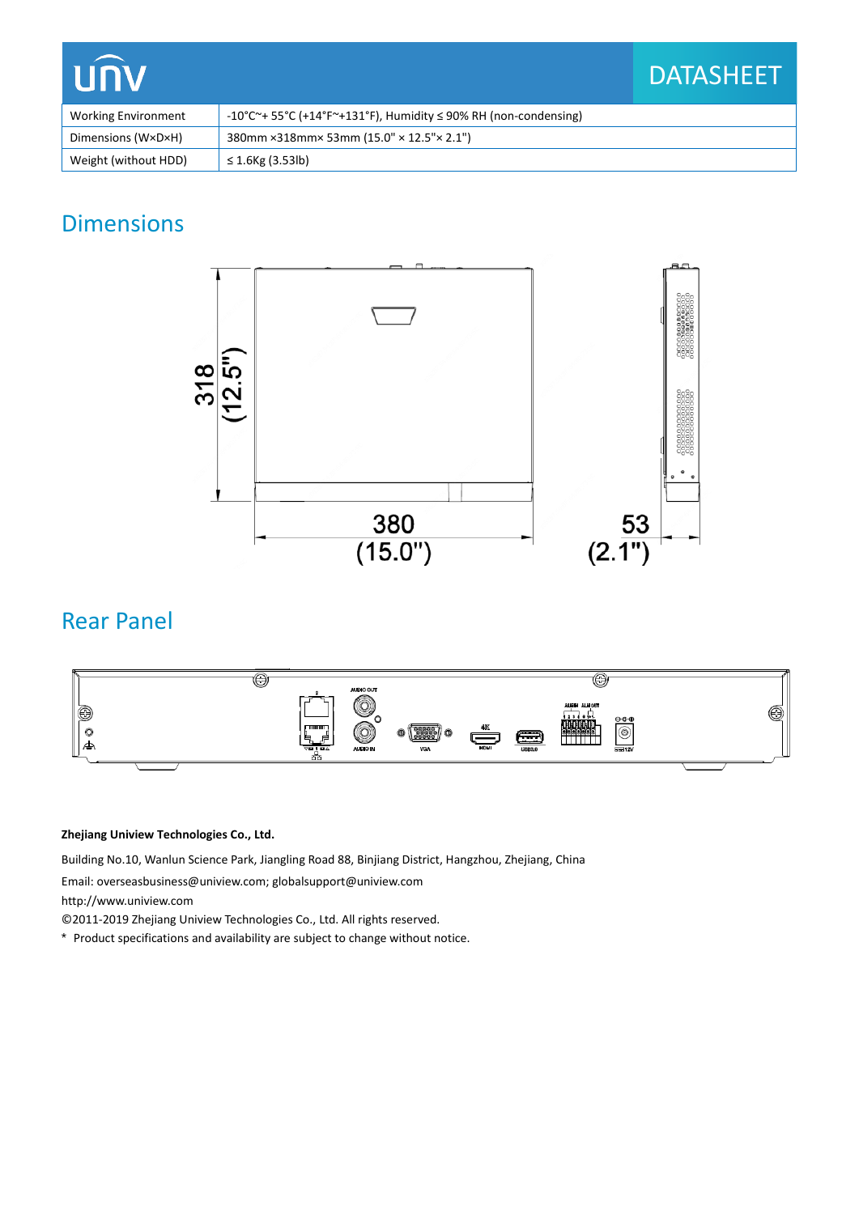| | |
|---|---|
| Working Environment | -10°C~+ 55°C (+14°F~+131°F), Humidity ≤ 90% RH (non-condensing) |
| Dimensions (W×D×H) | 380mm ×318mm× 53mm (15.0" × 12.5"× 2.1") |
| Weight (without HDD) | ≤ 1.6Kg (3.53lb) |

## Dimensions

318
(12.5")

380
(15.0")

53
(2.1")

## Rear Panel

**Zhejiang Uniview Technologies Co., Ltd.**

Building No.10, Wanlun Science Park, Jiangling Road 88, Binjiang District, Hangzhou, Zhejiang, China

Email: overseasbusiness@uniview.com; globalsupport@uniview.com

http://www.uniview.com

©2011-2019 Zhejiang Uniview Technologies Co., Ltd. All rights reserved.

* Product specifications and availability are subject to change without notice.